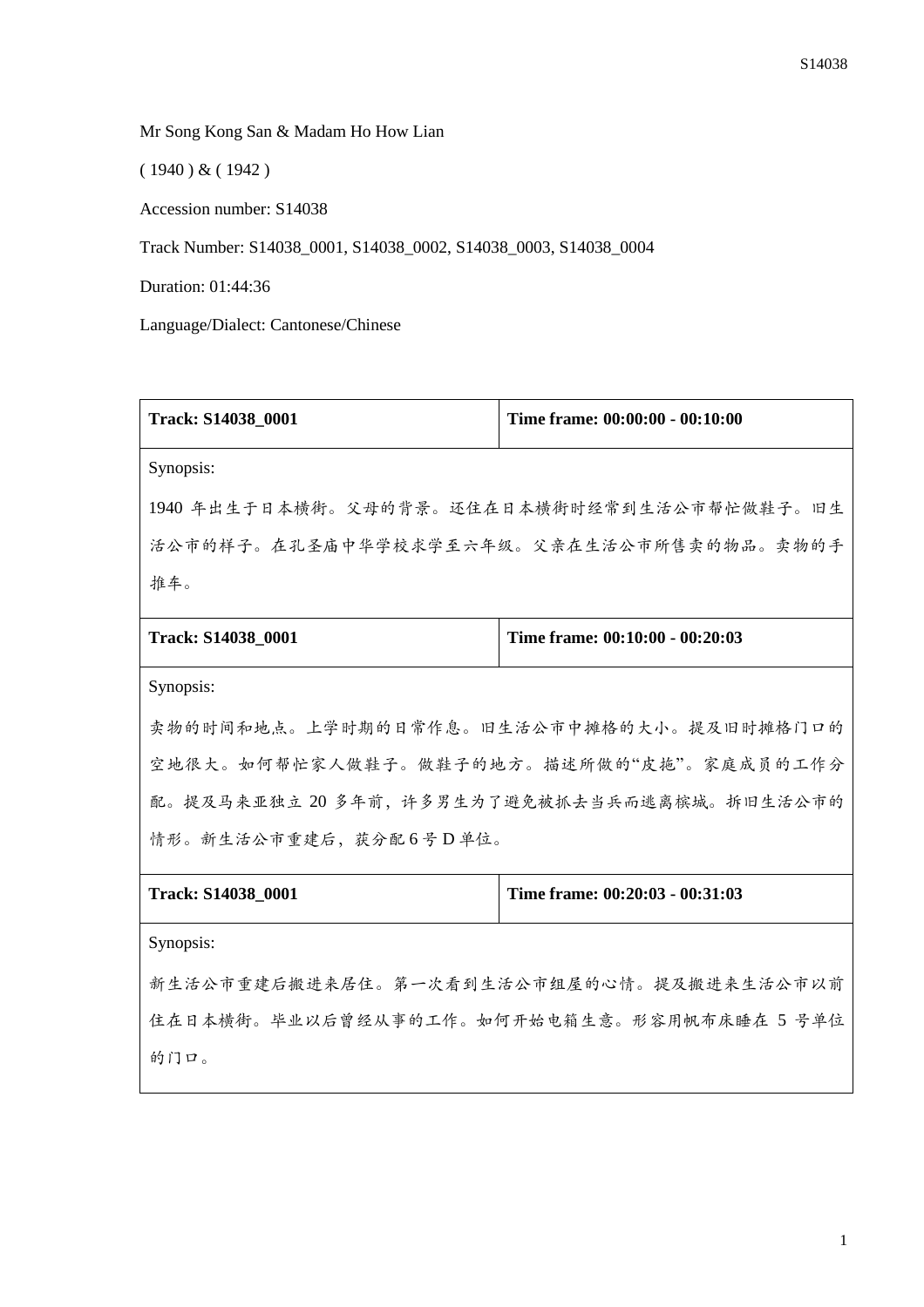Mr Song Kong San & Madam Ho How Lian

( 1940 ) & ( 1942 )

Accession number: S14038

Track Number: S14038_0001, S14038_0002, S14038_0003, S14038_0004

Duration: 01:44:36

Language/Dialect: Cantonese/Chinese

| **Track: S14038_0001** | **Time frame: 00:00:00 - 00:10:00** |
|---|---|
| Synopsis:<br>1940 年出生于日本横街。父母的背景。还住在日本横街时经常到生活公市帮忙做鞋子。旧生活公市的样子。在孔圣庙中华学校求学至六年级。父亲在生活公市所售卖的物品。卖物的手推车。 | |
| **Track: S14038_0001** | **Time frame: 00:10:00 - 00:20:03** |
| Synopsis:<br>卖物的时间和地点。上学时期的日常作息。旧生活公市中摊格的大小。提及旧时摊格门口的空地很大。如何帮忙家人做鞋子。做鞋子的地方。描述所做的"皮拖"。家庭成员的工作分配。提及马来亚独立 20 多年前，许多男生为了避免被抓去当兵而逃离槟城。拆旧生活公市的情形。新生活公市重建后，获分配 6 号 D 单位。 | |
| **Track: S14038_0001** | **Time frame: 00:20:03 - 00:31:03** |
| Synopsis:<br>新生活公市重建后搬进来居住。第一次看到生活公市组屋的心情。提及搬进来生活公市以前住在日本横街。毕业以后曾经从事的工作。如何开始电箱生意。形容用帆布床睡在 5 号单位的门口。 | |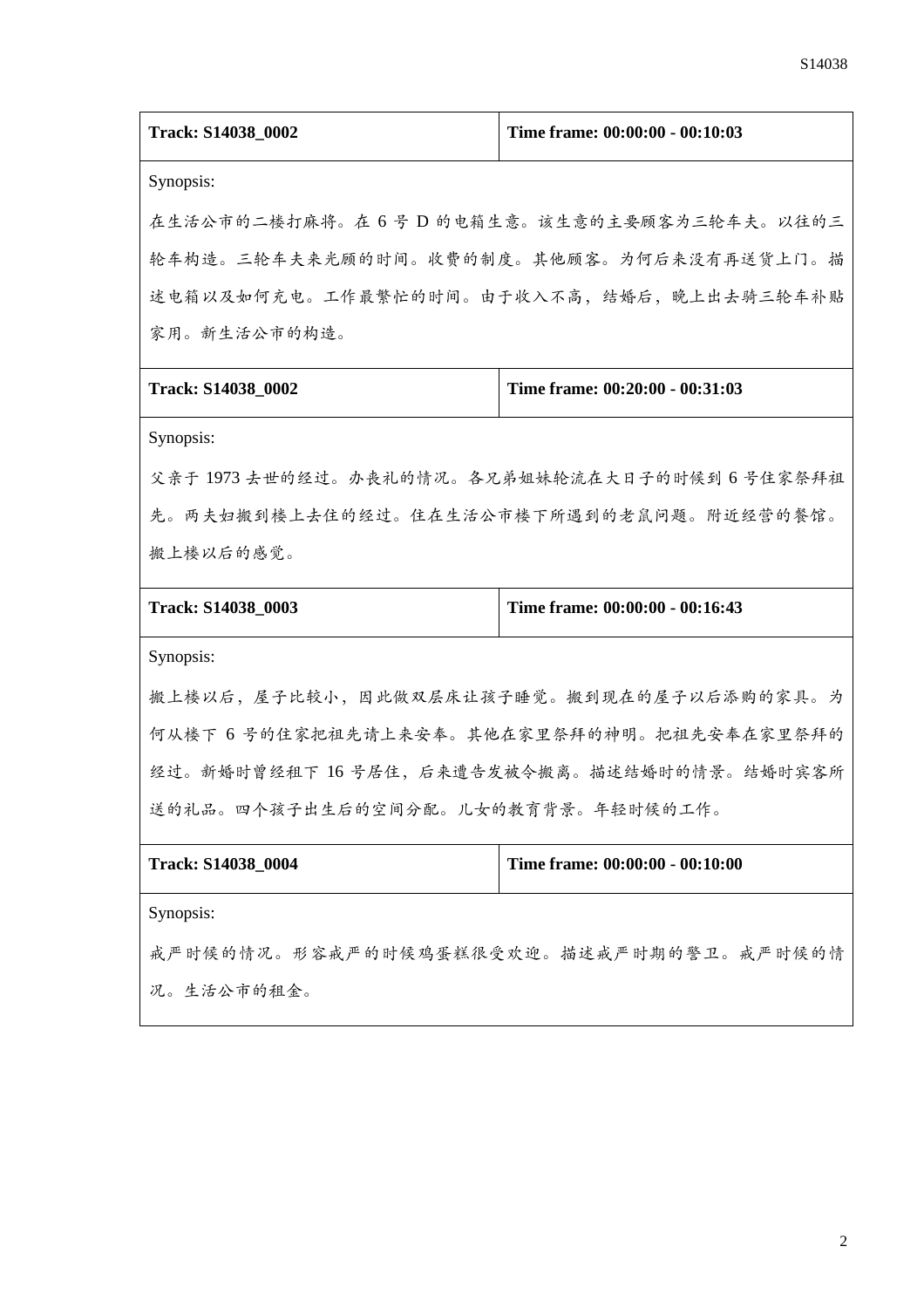| Track: S14038_0002 | Time frame: 00:00:00 - 00:10:03 |
| --- | --- |
| Synopsis:<br>在生活公市的二楼打麻将。在 6 号 D 的电箱生意。该生意的主要顾客为三轮车夫。以往的三轮车构造。三轮车夫来光顾的时间。收费的制度。其他顾客。为何后来没有再送货上门。描述电箱以及如何充电。工作最繁忙的时间。由于收入不高，结婚后，晚上出去骑三轮车补贴家用。新生活公市的构造。 | |
| **Track: S14038_0002** | **Time frame: 00:20:00 - 00:31:03** |
| Synopsis:<br>父亲于 1973 去世的经过。办丧礼的情况。各兄弟姐妹轮流在大日子的时候到 6 号住家祭拜祖先。两夫妇搬到楼上去住的经过。住在生活公市楼下所遇到的老鼠问题。附近经营的餐馆。搬上楼以后的感觉。 | |
| **Track: S14038_0003** | **Time frame: 00:00:00 - 00:16:43** |
| Synopsis:<br>搬上楼以后，屋子比较小，因此做双层床让孩子睡觉。搬到现在的屋子以后添购的家具。为何从楼下 6 号的住家把祖先请上来安奉。其他在家里祭拜的神明。把祖先安奉在家里祭拜的经过。新婚时曾经租下 16 号居住，后来遭告发被令搬离。描述结婚时的情景。结婚时宾客所送的礼品。四个孩子出生后的空间分配。儿女的教育背景。年轻时候的工作。 | |
| **Track: S14038_0004** | **Time frame: 00:00:00 - 00:10:00** |
| Synopsis:<br>戒严时候的情况。形容戒严的时候鸡蛋糕很受欢迎。描述戒严时期的警卫。戒严时候的情况。生活公市的租金。 | |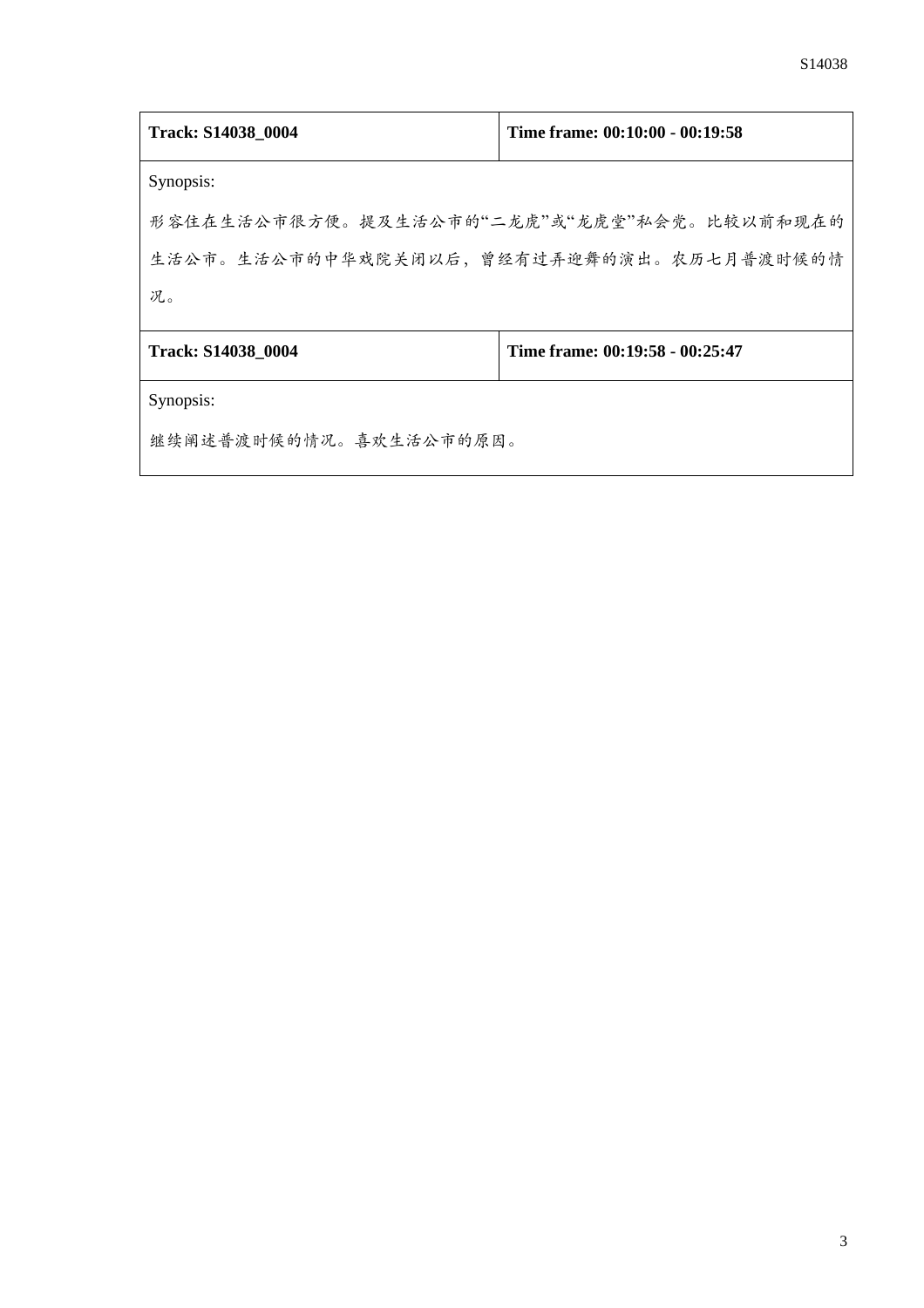| **Track: S14038_0004** | **Time frame: 00:10:00 - 00:19:58** |
| --- | --- |
| Synopsis:<br>形容住在生活公市很方便。提及生活公市的"二龙虎"或"龙虎堂"私会党。比较以前和现在的生活公市。生活公市的中华戏院关闭以后，曾经有过弄迎舞的演出。农历七月普渡时候的情况。 | |
| **Track: S14038_0004** | **Time frame: 00:19:58 - 00:25:47** |
| Synopsis:<br>继续阐述普渡时候的情况。喜欢生活公市的原因。 | |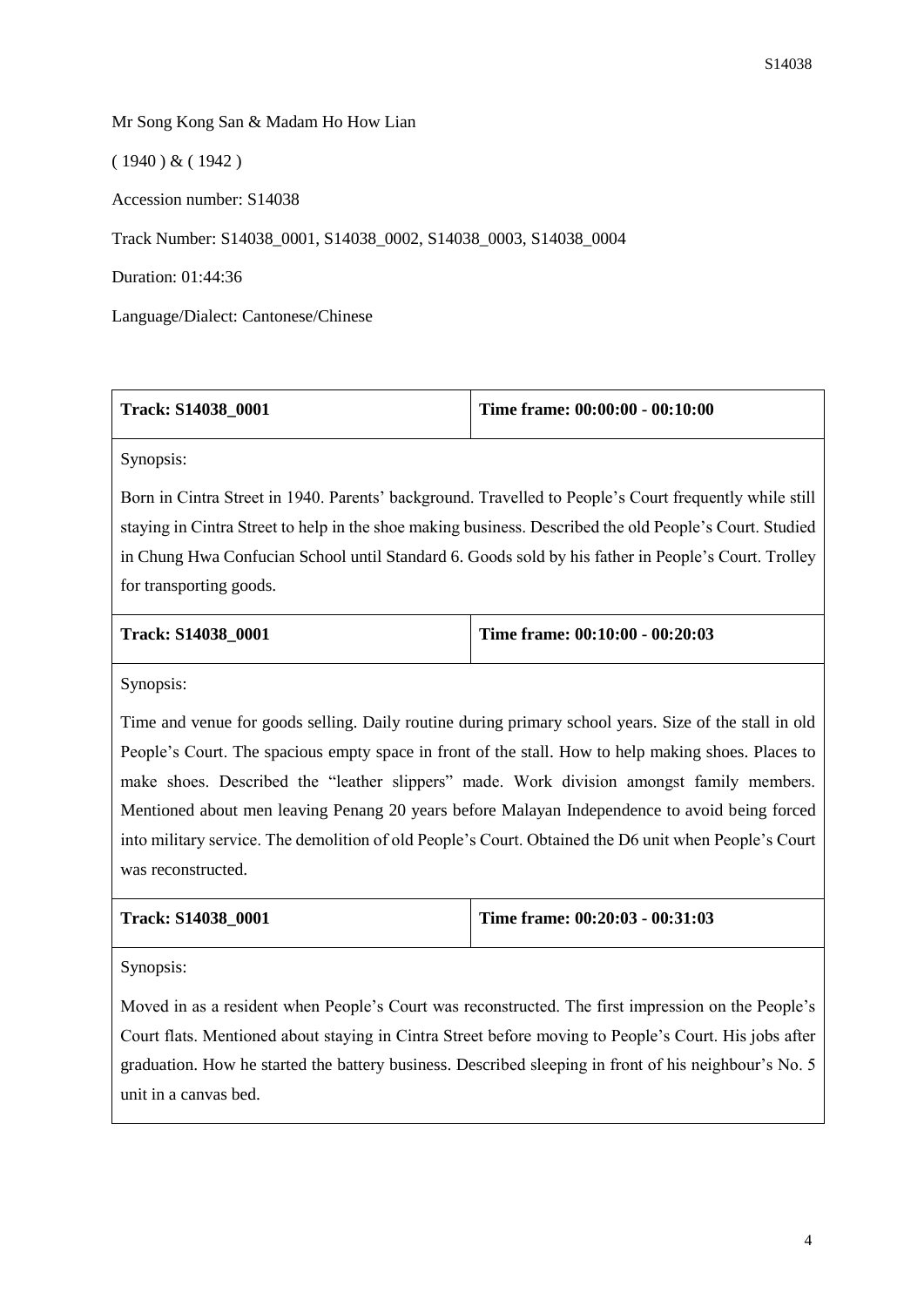Mr Song Kong San & Madam Ho How Lian

( 1940 ) & ( 1942 )

Accession number: S14038

Track Number: S14038_0001, S14038_0002, S14038_0003, S14038_0004

Duration: 01:44:36

Language/Dialect: Cantonese/Chinese

| **Track: S14038_0001** | **Time frame: 00:00:00 - 00:10:00** |
|---|---|
| Synopsis: Born in Cintra Street in 1940. Parents' background. Travelled to People's Court frequently while still staying in Cintra Street to help in the shoe making business. Described the old People's Court. Studied in Chung Hwa Confucian School until Standard 6. Goods sold by his father in People's Court. Trolley for transporting goods. | |
| **Track: S14038_0001** | **Time frame: 00:10:00 - 00:20:03** |
| Synopsis: Time and venue for goods selling. Daily routine during primary school years. Size of the stall in old People's Court. The spacious empty space in front of the stall. How to help making shoes. Places to make shoes. Described the "leather slippers" made. Work division amongst family members. Mentioned about men leaving Penang 20 years before Malayan Independence to avoid being forced into military service. The demolition of old People's Court. Obtained the D6 unit when People's Court was reconstructed. | |
| **Track: S14038_0001** | **Time frame: 00:20:03 - 00:31:03** |
| Synopsis: Moved in as a resident when People's Court was reconstructed. The first impression on the People's Court flats. Mentioned about staying in Cintra Street before moving to People's Court. His jobs after graduation. How he started the battery business. Described sleeping in front of his neighbour's No. 5 unit in a canvas bed. | |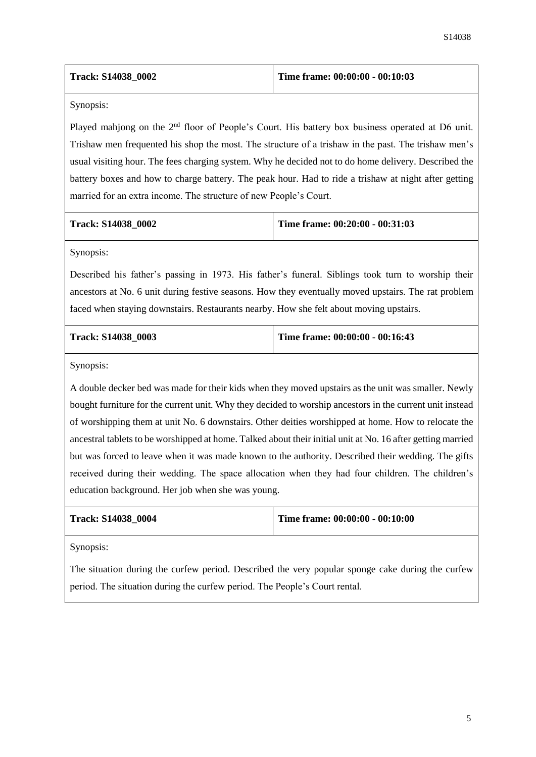| **Track: S14038_0002** | **Time frame: 00:00:00 - 00:10:03** |
|---|---|

Synopsis:

Played mahjong on the 2nd floor of People's Court. His battery box business operated at D6 unit. Trishaw men frequented his shop the most. The structure of a trishaw in the past. The trishaw men's usual visiting hour. The fees charging system. Why he decided not to do home delivery. Described the battery boxes and how to charge battery. The peak hour. Had to ride a trishaw at night after getting married for an extra income. The structure of new People's Court.

| **Track: S14038_0002** | **Time frame: 00:20:00 - 00:31:03** |
|---|---|

Synopsis:

Described his father's passing in 1973. His father's funeral. Siblings took turn to worship their ancestors at No. 6 unit during festive seasons. How they eventually moved upstairs. The rat problem faced when staying downstairs. Restaurants nearby. How she felt about moving upstairs.

| **Track: S14038_0003** | **Time frame: 00:00:00 - 00:16:43** |
|---|---|

Synopsis:

A double decker bed was made for their kids when they moved upstairs as the unit was smaller. Newly bought furniture for the current unit. Why they decided to worship ancestors in the current unit instead of worshipping them at unit No. 6 downstairs. Other deities worshipped at home. How to relocate the ancestral tablets to be worshipped at home. Talked about their initial unit at No. 16 after getting married but was forced to leave when it was made known to the authority. Described their wedding. The gifts received during their wedding. The space allocation when they had four children. The children's education background. Her job when she was young.

| **Track: S14038_0004** | **Time frame: 00:00:00 - 00:10:00** |
|---|---|

Synopsis:

The situation during the curfew period. Described the very popular sponge cake during the curfew period. The situation during the curfew period. The People's Court rental.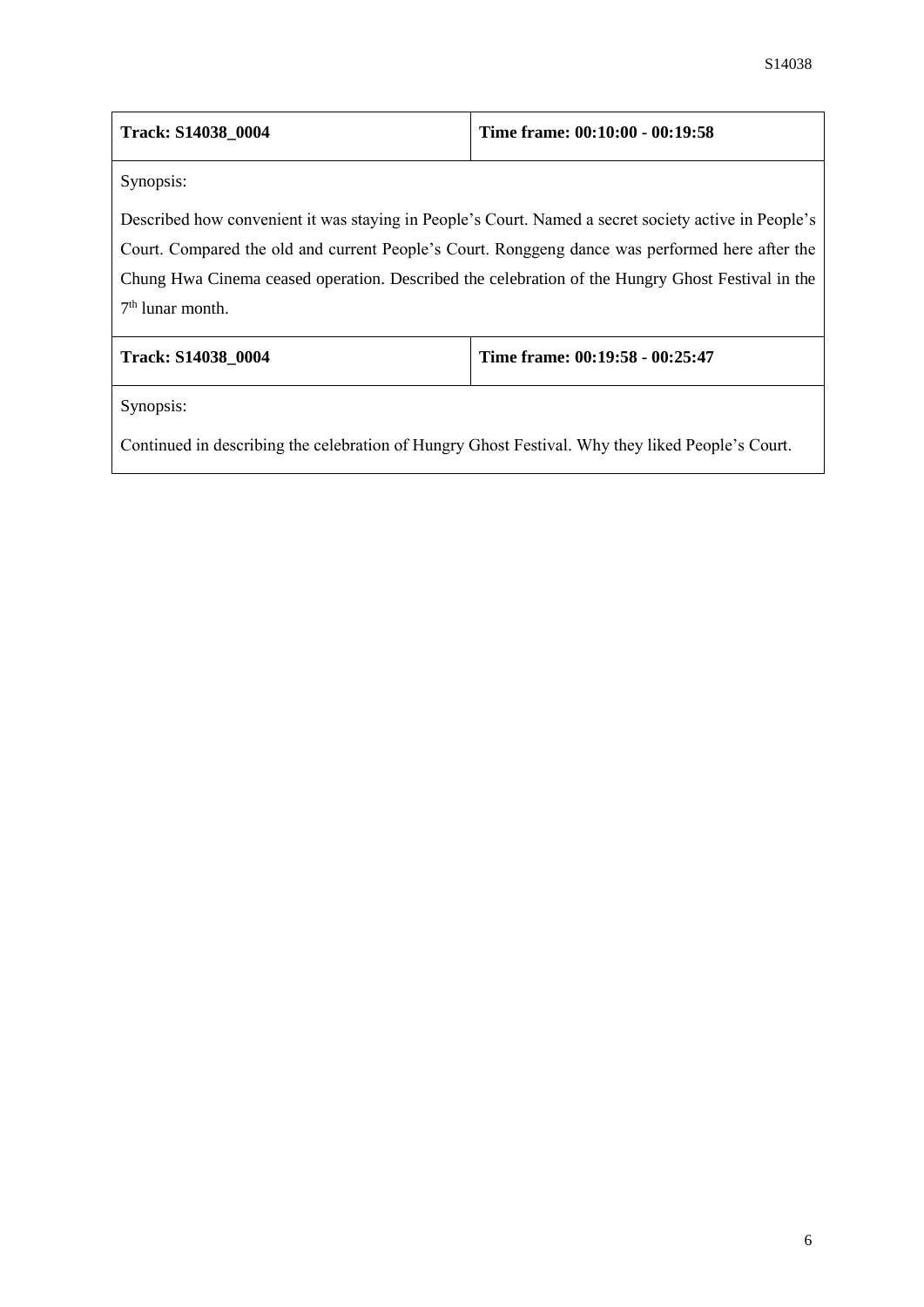| Track: S14038_0004 | Time frame: 00:10:00 - 00:19:58 |
| --- | --- |
| Synopsis: Described how convenient it was staying in People's Court. Named a secret society active in People's Court. Compared the old and current People's Court. Ronggeng dance was performed here after the Chung Hwa Cinema ceased operation. Described the celebration of the Hungry Ghost Festival in the 7th lunar month. | |

| Track: S14038_0004 | Time frame: 00:19:58 - 00:25:47 |
| --- | --- |
| Synopsis: Continued in describing the celebration of Hungry Ghost Festival. Why they liked People's Court. | |